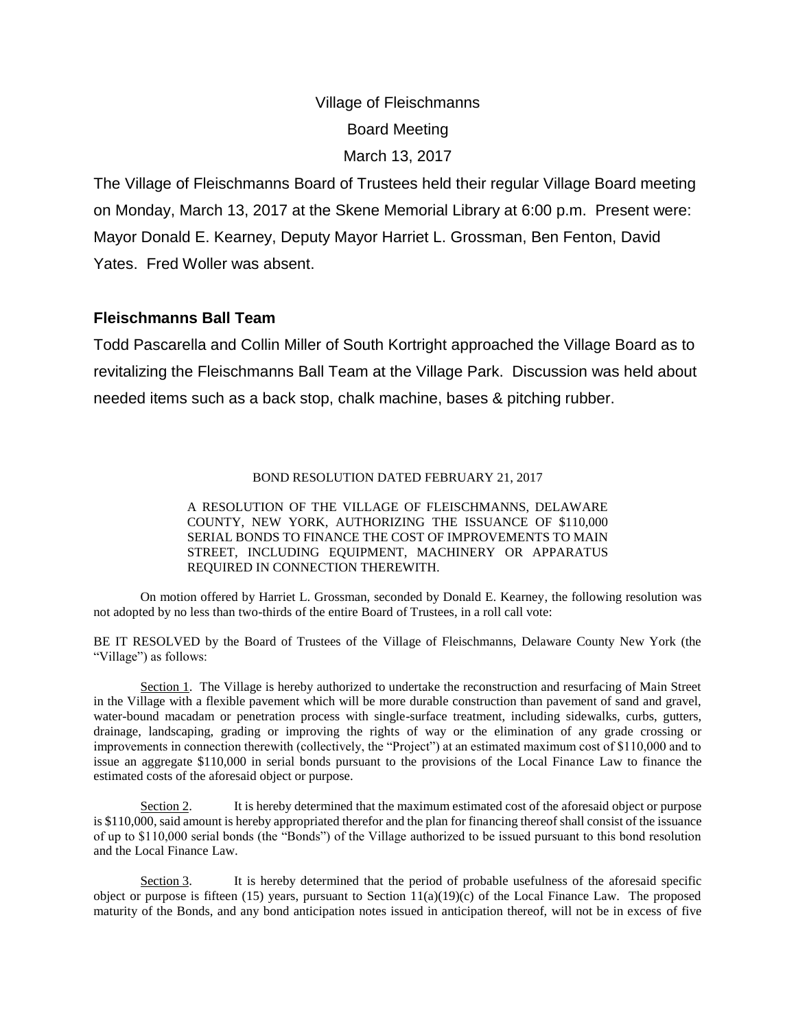Village of Fleischmanns

Board Meeting

March 13, 2017

The Village of Fleischmanns Board of Trustees held their regular Village Board meeting on Monday, March 13, 2017 at the Skene Memorial Library at 6:00 p.m. Present were: Mayor Donald E. Kearney, Deputy Mayor Harriet L. Grossman, Ben Fenton, David Yates. Fred Woller was absent.

## Fleischmanns Ball Team

Todd Pascarella and Collin Miller of South Kortright approached the Village Board as to revitalizing the Fleischmanns Ball Team at the Village Park. Discussion was held about needed items such as a back stop, chalk machine, bases & pitching rubber.

BOND RESOLUTION DATED FEBRUARY 21, 2017

A RESOLUTION OF THE VILLAGE OF FLEISCHMANNS, DELAWARE COUNTY, NEW YORK, AUTHORIZING THE ISSUANCE OF $110,000 SERIAL BONDS TO FINANCE THE COST OF IMPROVEMENTS TO MAIN STREET, INCLUDING EQUIPMENT, MACHINERY OR APPARATUS REQUIRED IN CONNECTION THEREWITH.

On motion offered by Harriet L. Grossman, seconded by Donald E. Kearney, the following resolution was not adopted by no less than two-thirds of the entire Board of Trustees, in a roll call vote:

BE IT RESOLVED by the Board of Trustees of the Village of Fleischmanns, Delaware County New York (the "Village") as follows:

Section 1. The Village is hereby authorized to undertake the reconstruction and resurfacing of Main Street in the Village with a flexible pavement which will be more durable construction than pavement of sand and gravel, water-bound macadam or penetration process with single-surface treatment, including sidewalks, curbs, gutters, drainage, landscaping, grading or improving the rights of way or the elimination of any grade crossing or improvements in connection therewith (collectively, the "Project") at an estimated maximum cost of $110,000 and to issue an aggregate $110,000 in serial bonds pursuant to the provisions of the Local Finance Law to finance the estimated costs of the aforesaid object or purpose.

Section 2. It is hereby determined that the maximum estimated cost of the aforesaid object or purpose is $110,000, said amount is hereby appropriated therefor and the plan for financing thereof shall consist of the issuance of up to $110,000 serial bonds (the "Bonds") of the Village authorized to be issued pursuant to this bond resolution and the Local Finance Law.

Section 3. It is hereby determined that the period of probable usefulness of the aforesaid specific object or purpose is fifteen (15) years, pursuant to Section 11(a)(19)(c) of the Local Finance Law. The proposed maturity of the Bonds, and any bond anticipation notes issued in anticipation thereof, will not be in excess of five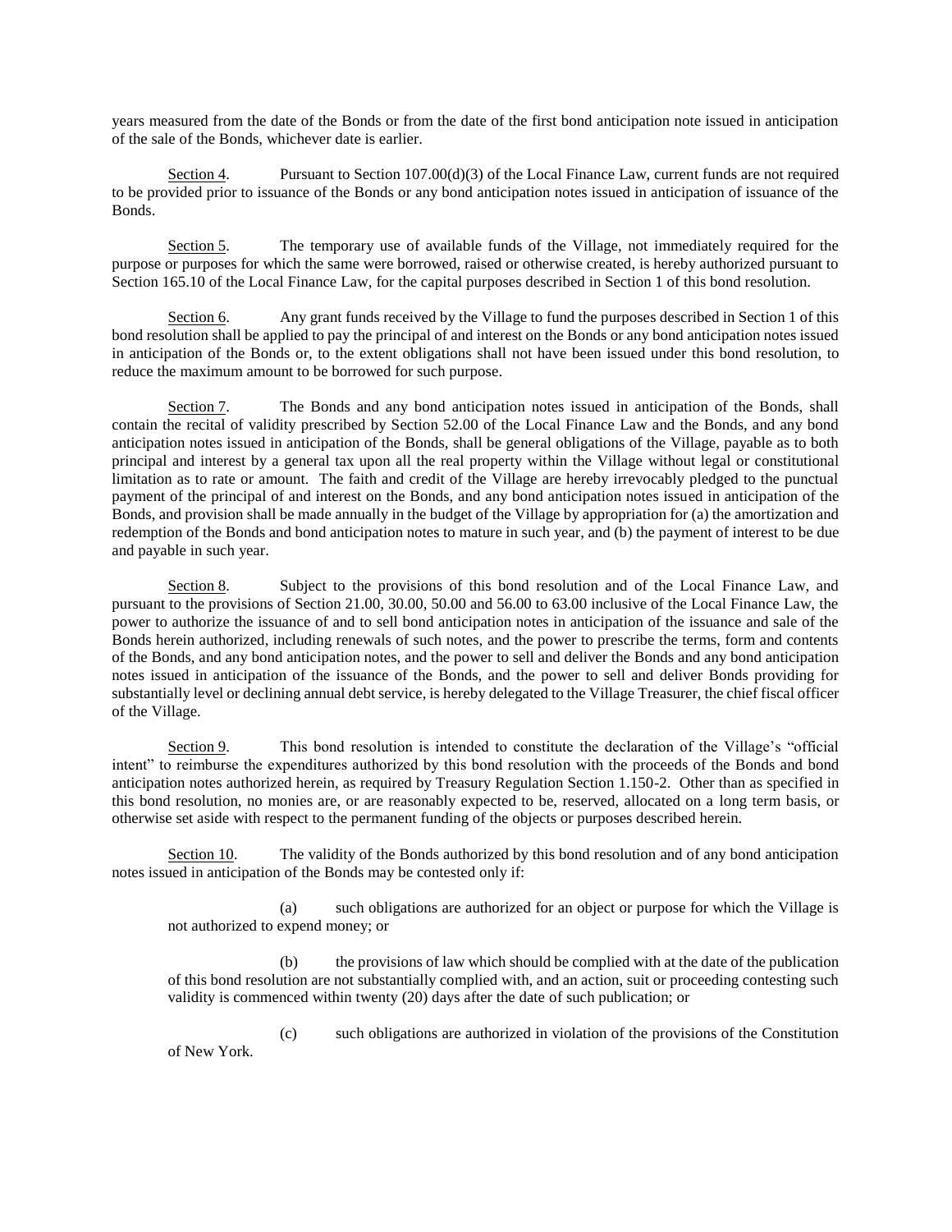years measured from the date of the Bonds or from the date of the first bond anticipation note issued in anticipation of the sale of the Bonds, whichever date is earlier.

Section 4. Pursuant to Section 107.00(d)(3) of the Local Finance Law, current funds are not required to be provided prior to issuance of the Bonds or any bond anticipation notes issued in anticipation of issuance of the Bonds.

Section 5. The temporary use of available funds of the Village, not immediately required for the purpose or purposes for which the same were borrowed, raised or otherwise created, is hereby authorized pursuant to Section 165.10 of the Local Finance Law, for the capital purposes described in Section 1 of this bond resolution.

Section 6. Any grant funds received by the Village to fund the purposes described in Section 1 of this bond resolution shall be applied to pay the principal of and interest on the Bonds or any bond anticipation notes issued in anticipation of the Bonds or, to the extent obligations shall not have been issued under this bond resolution, to reduce the maximum amount to be borrowed for such purpose.

Section 7. The Bonds and any bond anticipation notes issued in anticipation of the Bonds, shall contain the recital of validity prescribed by Section 52.00 of the Local Finance Law and the Bonds, and any bond anticipation notes issued in anticipation of the Bonds, shall be general obligations of the Village, payable as to both principal and interest by a general tax upon all the real property within the Village without legal or constitutional limitation as to rate or amount. The faith and credit of the Village are hereby irrevocably pledged to the punctual payment of the principal of and interest on the Bonds, and any bond anticipation notes issued in anticipation of the Bonds, and provision shall be made annually in the budget of the Village by appropriation for (a) the amortization and redemption of the Bonds and bond anticipation notes to mature in such year, and (b) the payment of interest to be due and payable in such year.

Section 8. Subject to the provisions of this bond resolution and of the Local Finance Law, and pursuant to the provisions of Section 21.00, 30.00, 50.00 and 56.00 to 63.00 inclusive of the Local Finance Law, the power to authorize the issuance of and to sell bond anticipation notes in anticipation of the issuance and sale of the Bonds herein authorized, including renewals of such notes, and the power to prescribe the terms, form and contents of the Bonds, and any bond anticipation notes, and the power to sell and deliver the Bonds and any bond anticipation notes issued in anticipation of the issuance of the Bonds, and the power to sell and deliver Bonds providing for substantially level or declining annual debt service, is hereby delegated to the Village Treasurer, the chief fiscal officer of the Village.

Section 9. This bond resolution is intended to constitute the declaration of the Village's "official intent" to reimburse the expenditures authorized by this bond resolution with the proceeds of the Bonds and bond anticipation notes authorized herein, as required by Treasury Regulation Section 1.150-2. Other than as specified in this bond resolution, no monies are, or are reasonably expected to be, reserved, allocated on a long term basis, or otherwise set aside with respect to the permanent funding of the objects or purposes described herein.

Section 10. The validity of the Bonds authorized by this bond resolution and of any bond anticipation notes issued in anticipation of the Bonds may be contested only if:

(a) such obligations are authorized for an object or purpose for which the Village is not authorized to expend money; or

(b) the provisions of law which should be complied with at the date of the publication of this bond resolution are not substantially complied with, and an action, suit or proceeding contesting such validity is commenced within twenty (20) days after the date of such publication; or

(c) such obligations are authorized in violation of the provisions of the Constitution of New York.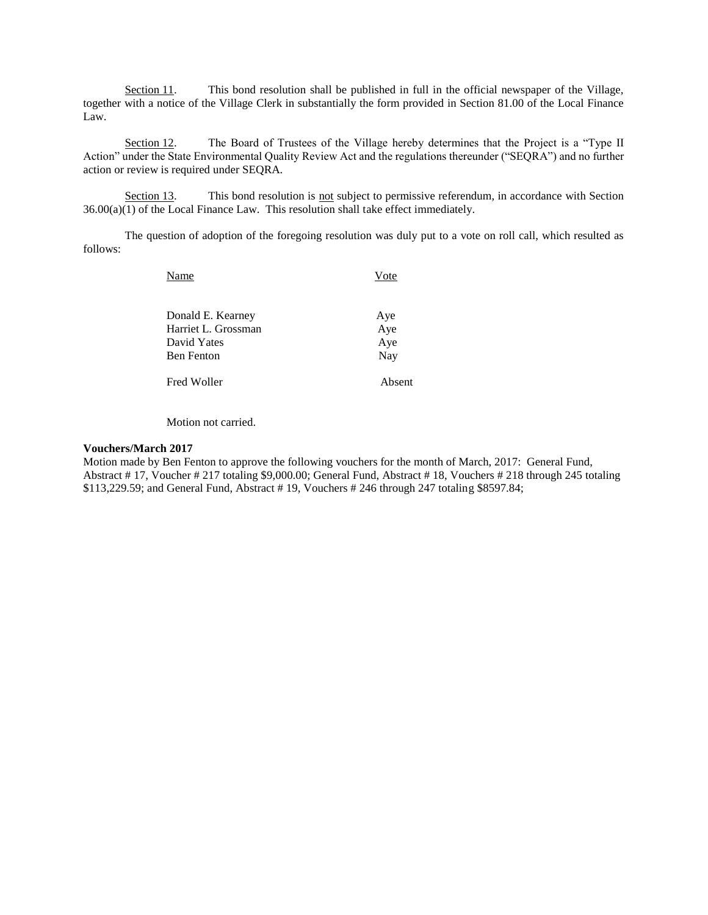Section 11. This bond resolution shall be published in full in the official newspaper of the Village, together with a notice of the Village Clerk in substantially the form provided in Section 81.00 of the Local Finance Law.

Section 12. The Board of Trustees of the Village hereby determines that the Project is a "Type II Action" under the State Environmental Quality Review Act and the regulations thereunder ("SEQRA") and no further action or review is required under SEQRA.

Section 13. This bond resolution is not subject to permissive referendum, in accordance with Section 36.00(a)(1) of the Local Finance Law. This resolution shall take effect immediately.

The question of adoption of the foregoing resolution was duly put to a vote on roll call, which resulted as follows:

| Name | Vote |
|---|---|
| Donald E. Kearney | Aye |
| Harriet L. Grossman | Aye |
| David Yates | Aye |
| Ben Fenton | Nay |
| Fred Woller | Absent |

Motion not carried.

**Vouchers/March 2017**

Motion made by Ben Fenton to approve the following vouchers for the month of March, 2017: General Fund, Abstract # 17, Voucher # 217 totaling $9,000.00; General Fund, Abstract # 18, Vouchers # 218 through 245 totaling $113,229.59; and General Fund, Abstract # 19, Vouchers # 246 through 247 totaling $8597.84;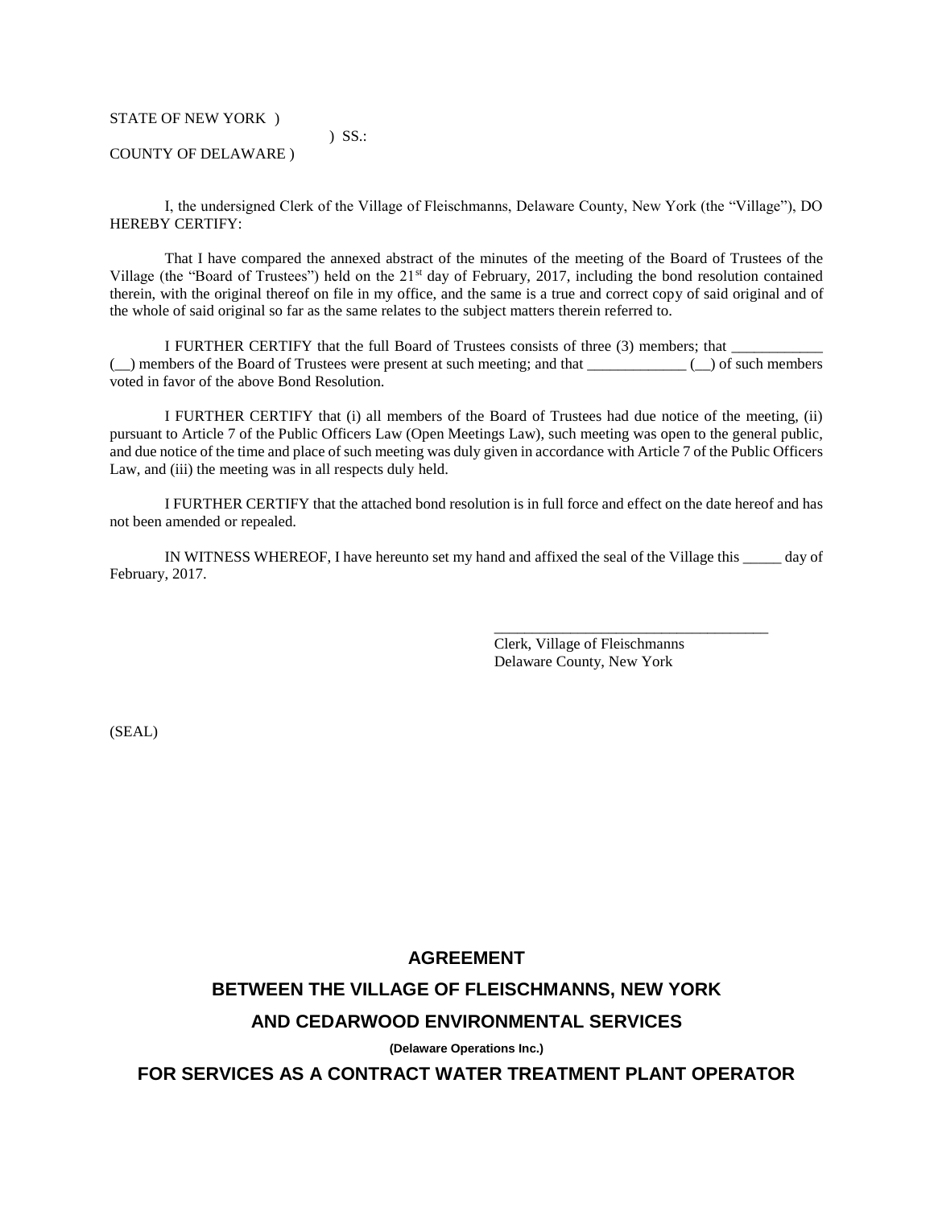STATE OF NEW YORK )
) SS.:
COUNTY OF DELAWARE )

I, the undersigned Clerk of the Village of Fleischmanns, Delaware County, New York (the "Village"), DO HEREBY CERTIFY:

That I have compared the annexed abstract of the minutes of the meeting of the Board of Trustees of the Village (the "Board of Trustees") held on the 21st day of February, 2017, including the bond resolution contained therein, with the original thereof on file in my office, and the same is a true and correct copy of said original and of the whole of said original so far as the same relates to the subject matters therein referred to.

I FURTHER CERTIFY that the full Board of Trustees consists of three (3) members; that ____________ (__) members of the Board of Trustees were present at such meeting; and that _____________ (__) of such members voted in favor of the above Bond Resolution.

I FURTHER CERTIFY that (i) all members of the Board of Trustees had due notice of the meeting, (ii) pursuant to Article 7 of the Public Officers Law (Open Meetings Law), such meeting was open to the general public, and due notice of the time and place of such meeting was duly given in accordance with Article 7 of the Public Officers Law, and (iii) the meeting was in all respects duly held.

I FURTHER CERTIFY that the attached bond resolution is in full force and effect on the date hereof and has not been amended or repealed.

IN WITNESS WHEREOF, I have hereunto set my hand and affixed the seal of the Village this _____ day of February, 2017.

_____________________________________
Clerk, Village of Fleischmanns
Delaware County, New York

(SEAL)

**AGREEMENT**

**BETWEEN THE VILLAGE OF FLEISCHMANNS, NEW YORK**

**AND CEDARWOOD ENVIRONMENTAL SERVICES**

**(Delaware Operations Inc.)**

**FOR SERVICES AS A CONTRACT WATER TREATMENT PLANT OPERATOR**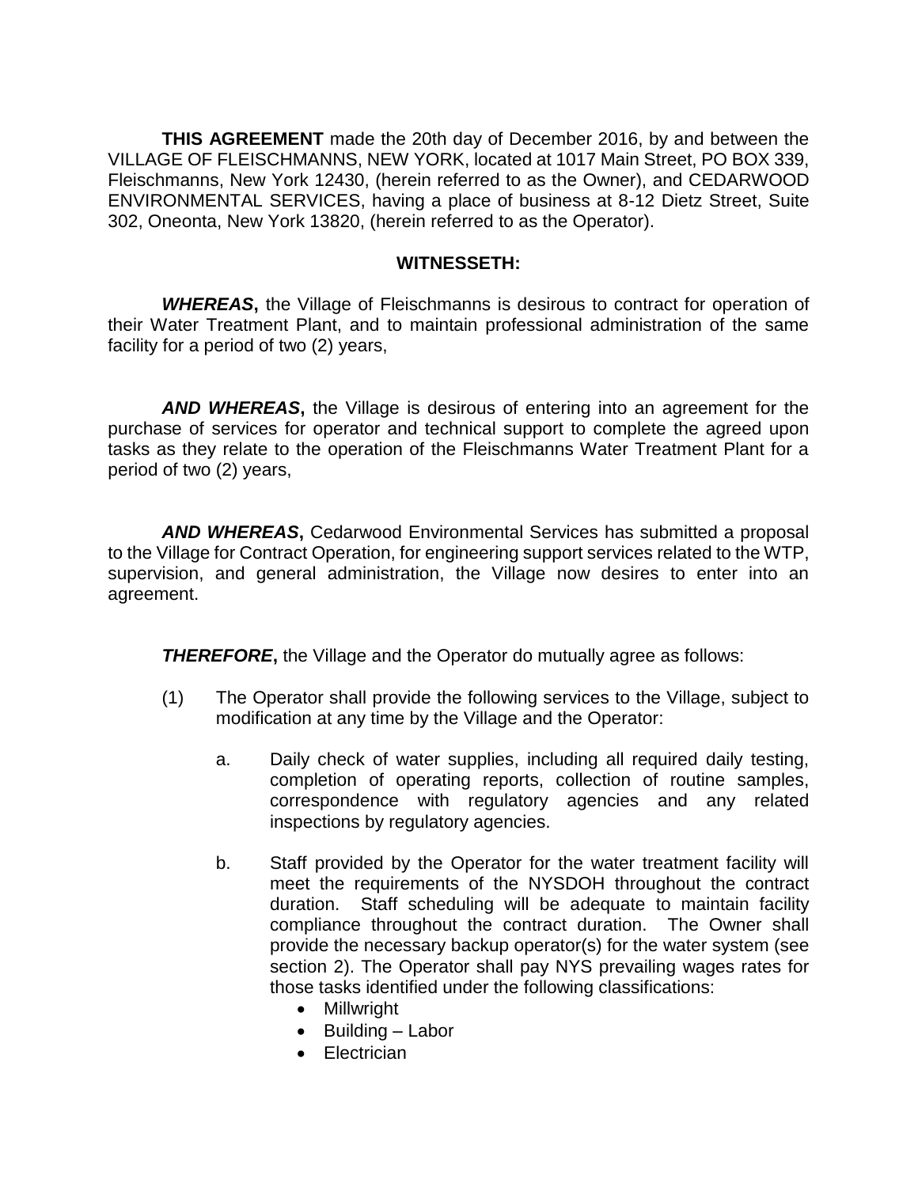**THIS AGREEMENT** made the 20th day of December 2016, by and between the VILLAGE OF FLEISCHMANNS, NEW YORK, located at 1017 Main Street, PO BOX 339, Fleischmanns, New York 12430, (herein referred to as the Owner), and CEDARWOOD ENVIRONMENTAL SERVICES, having a place of business at 8-12 Dietz Street, Suite 302, Oneonta, New York 13820, (herein referred to as the Operator).

**WITNESSETH:**

***WHEREAS***, the Village of Fleischmanns is desirous to contract for operation of their Water Treatment Plant, and to maintain professional administration of the same facility for a period of two (2) years,

***AND WHEREAS***, the Village is desirous of entering into an agreement for the purchase of services for operator and technical support to complete the agreed upon tasks as they relate to the operation of the Fleischmanns Water Treatment Plant for a period of two (2) years,

***AND WHEREAS***, Cedarwood Environmental Services has submitted a proposal to the Village for Contract Operation, for engineering support services related to the WTP, supervision, and general administration, the Village now desires to enter into an agreement.

***THEREFORE***, the Village and the Operator do mutually agree as follows:

(1) The Operator shall provide the following services to the Village, subject to modification at any time by the Village and the Operator:

   a. Daily check of water supplies, including all required daily testing, completion of operating reports, collection of routine samples, correspondence with regulatory agencies and any related inspections by regulatory agencies.

   b. Staff provided by the Operator for the water treatment facility will meet the requirements of the NYSDOH throughout the contract duration. Staff scheduling will be adequate to maintain facility compliance throughout the contract duration. The Owner shall provide the necessary backup operator(s) for the water system (see section 2). The Operator shall pay NYS prevailing wages rates for those tasks identified under the following classifications:
      - Millwright
      - Building – Labor
      - Electrician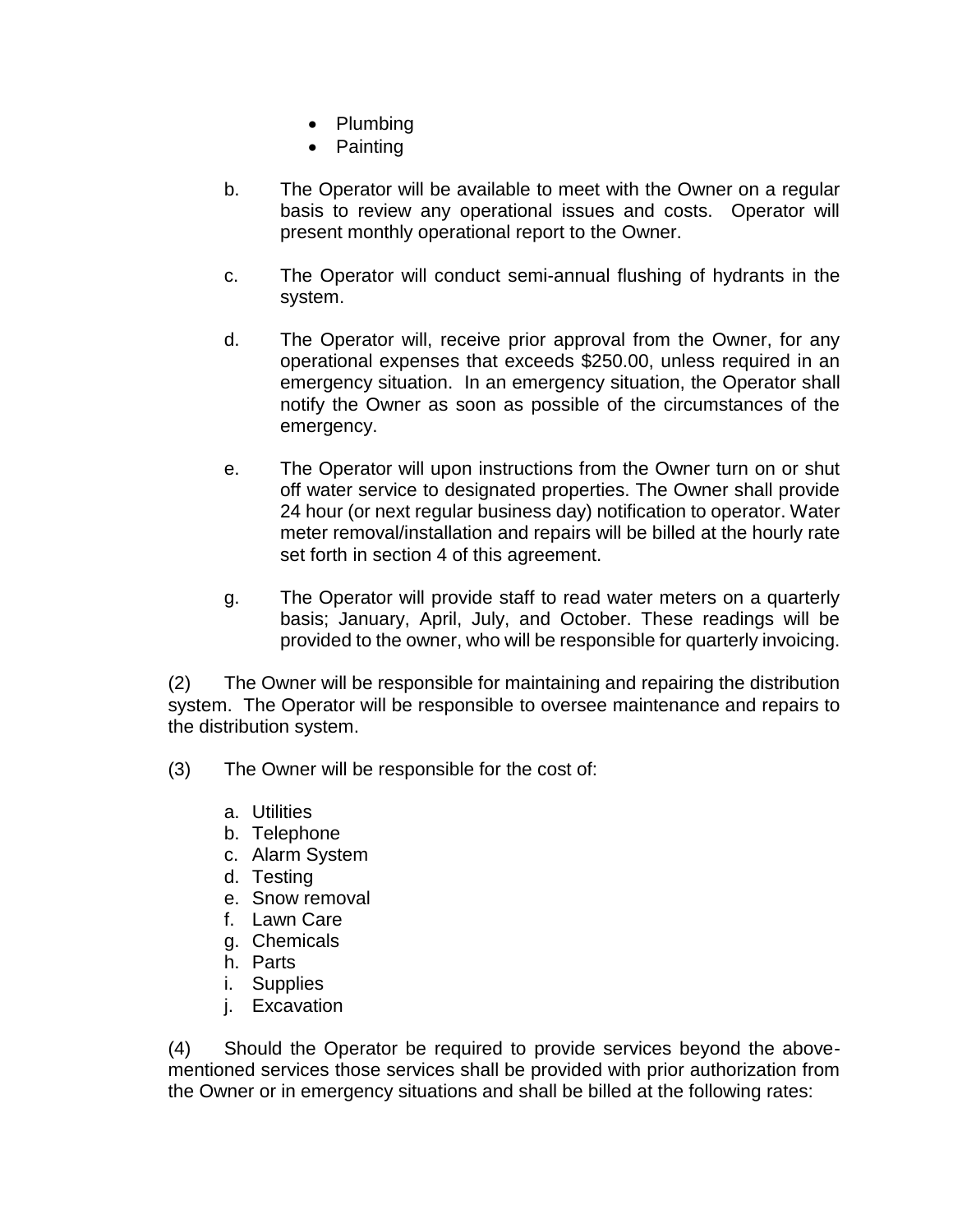- Plumbing
- Painting

b. The Operator will be available to meet with the Owner on a regular basis to review any operational issues and costs. Operator will present monthly operational report to the Owner.

c. The Operator will conduct semi-annual flushing of hydrants in the system.

d. The Operator will, receive prior approval from the Owner, for any operational expenses that exceeds $250.00, unless required in an emergency situation. In an emergency situation, the Operator shall notify the Owner as soon as possible of the circumstances of the emergency.

e. The Operator will upon instructions from the Owner turn on or shut off water service to designated properties. The Owner shall provide 24 hour (or next regular business day) notification to operator. Water meter removal/installation and repairs will be billed at the hourly rate set forth in section 4 of this agreement.

g. The Operator will provide staff to read water meters on a quarterly basis; January, April, July, and October. These readings will be provided to the owner, who will be responsible for quarterly invoicing.

(2) The Owner will be responsible for maintaining and repairing the distribution system. The Operator will be responsible to oversee maintenance and repairs to the distribution system.

(3) The Owner will be responsible for the cost of:

a. Utilities
b. Telephone
c. Alarm System
d. Testing
e. Snow removal
f. Lawn Care
g. Chemicals
h. Parts
i. Supplies
j. Excavation

(4) Should the Operator be required to provide services beyond the above-mentioned services those services shall be provided with prior authorization from the Owner or in emergency situations and shall be billed at the following rates: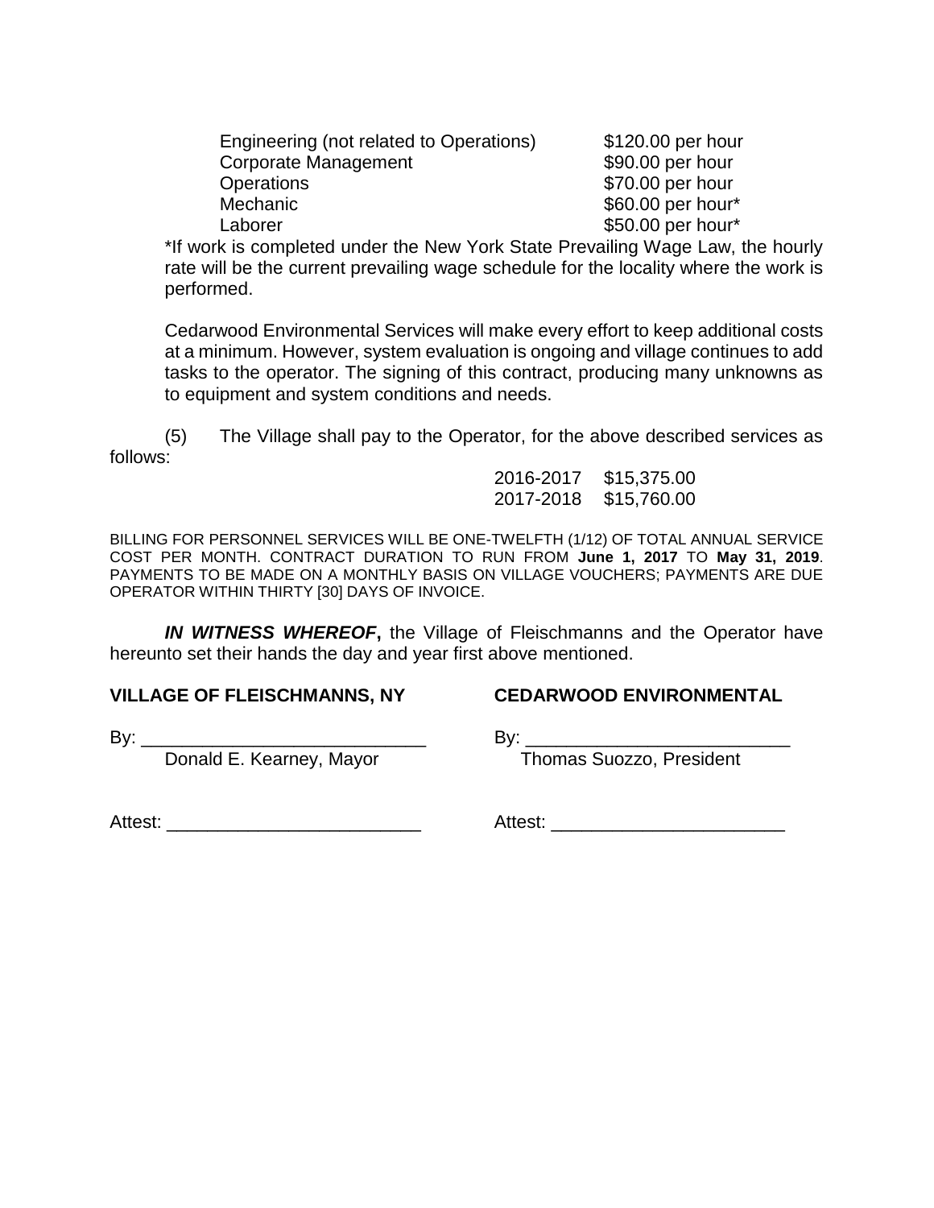| | |
|---|---|
| Engineering (not related to Operations) | $120.00 per hour |
| Corporate Management | $90.00 per hour |
| Operations | $70.00 per hour |
| Mechanic | $60.00 per hour* |
| Laborer | $50.00 per hour* |

*If work is completed under the New York State Prevailing Wage Law, the hourly rate will be the current prevailing wage schedule for the locality where the work is performed.

Cedarwood Environmental Services will make every effort to keep additional costs at a minimum. However, system evaluation is ongoing and village continues to add tasks to the operator. The signing of this contract, producing many unknowns as to equipment and system conditions and needs.

(5) The Village shall pay to the Operator, for the above described services as follows:

| | |
|---|---|
| 2016-2017 | $15,375.00 |
| 2017-2018 | $15,760.00 |

BILLING FOR PERSONNEL SERVICES WILL BE ONE-TWELFTH (1/12) OF TOTAL ANNUAL SERVICE COST PER MONTH. CONTRACT DURATION TO RUN FROM **June 1, 2017** TO **May 31, 2019**. PAYMENTS TO BE MADE ON A MONTHLY BASIS ON VILLAGE VOUCHERS; PAYMENTS ARE DUE OPERATOR WITHIN THIRTY [30] DAYS OF INVOICE.

***IN WITNESS WHEREOF*,** the Village of Fleischmanns and the Operator have hereunto set their hands the day and year first above mentioned.

**VILLAGE OF FLEISCHMANNS, NY**

By: ____________________________
Donald E. Kearney, Mayor

Attest: _________________________

**CEDARWOOD ENVIRONMENTAL**

By: __________________________
Thomas Suozzo, President

Attest: _______________________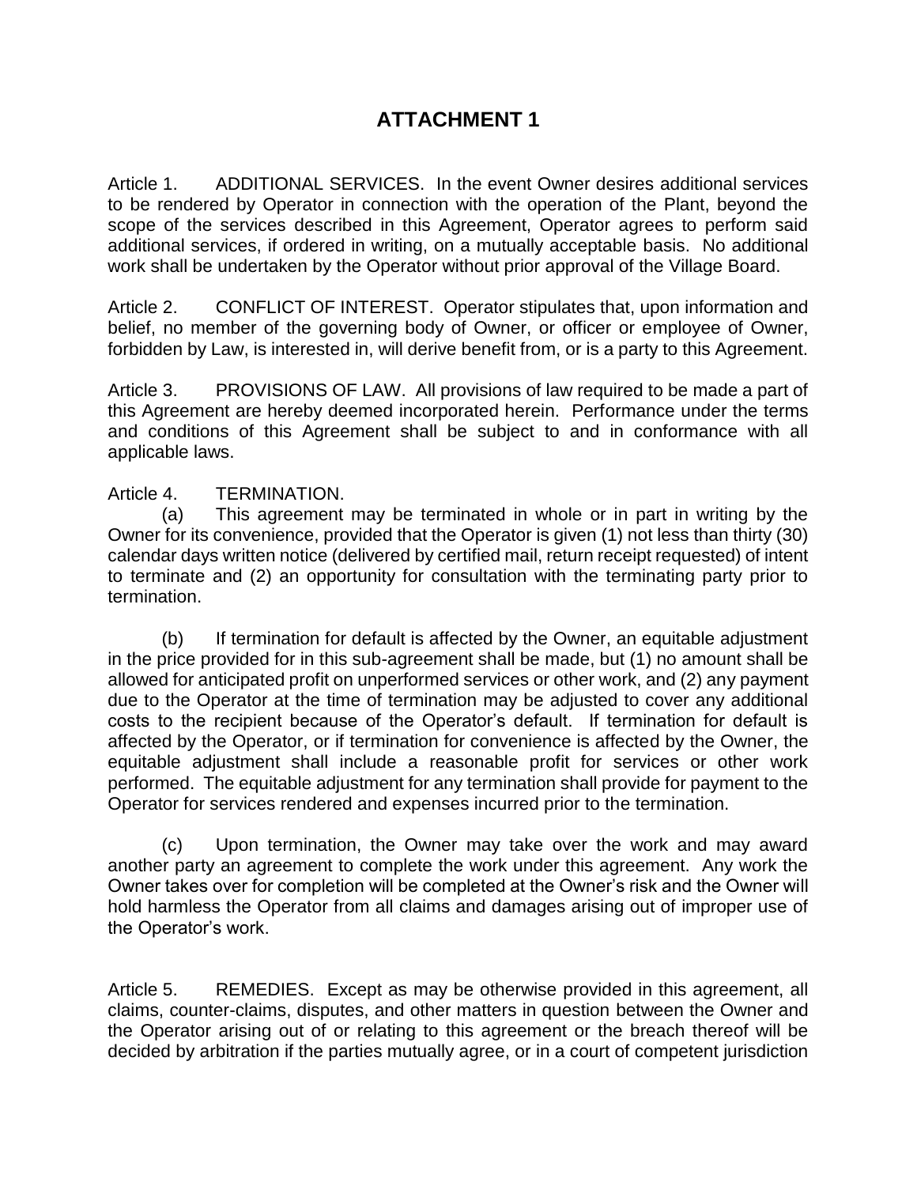# ATTACHMENT 1

Article 1. ADDITIONAL SERVICES. In the event Owner desires additional services to be rendered by Operator in connection with the operation of the Plant, beyond the scope of the services described in this Agreement, Operator agrees to perform said additional services, if ordered in writing, on a mutually acceptable basis. No additional work shall be undertaken by the Operator without prior approval of the Village Board.

Article 2. CONFLICT OF INTEREST. Operator stipulates that, upon information and belief, no member of the governing body of Owner, or officer or employee of Owner, forbidden by Law, is interested in, will derive benefit from, or is a party to this Agreement.

Article 3. PROVISIONS OF LAW. All provisions of law required to be made a part of this Agreement are hereby deemed incorporated herein. Performance under the terms and conditions of this Agreement shall be subject to and in conformance with all applicable laws.

Article 4. TERMINATION.

(a) This agreement may be terminated in whole or in part in writing by the Owner for its convenience, provided that the Operator is given (1) not less than thirty (30) calendar days written notice (delivered by certified mail, return receipt requested) of intent to terminate and (2) an opportunity for consultation with the terminating party prior to termination.

(b) If termination for default is affected by the Owner, an equitable adjustment in the price provided for in this sub-agreement shall be made, but (1) no amount shall be allowed for anticipated profit on unperformed services or other work, and (2) any payment due to the Operator at the time of termination may be adjusted to cover any additional costs to the recipient because of the Operator's default. If termination for default is affected by the Operator, or if termination for convenience is affected by the Owner, the equitable adjustment shall include a reasonable profit for services or other work performed. The equitable adjustment for any termination shall provide for payment to the Operator for services rendered and expenses incurred prior to the termination.

(c) Upon termination, the Owner may take over the work and may award another party an agreement to complete the work under this agreement. Any work the Owner takes over for completion will be completed at the Owner's risk and the Owner will hold harmless the Operator from all claims and damages arising out of improper use of the Operator's work.

Article 5. REMEDIES. Except as may be otherwise provided in this agreement, all claims, counter-claims, disputes, and other matters in question between the Owner and the Operator arising out of or relating to this agreement or the breach thereof will be decided by arbitration if the parties mutually agree, or in a court of competent jurisdiction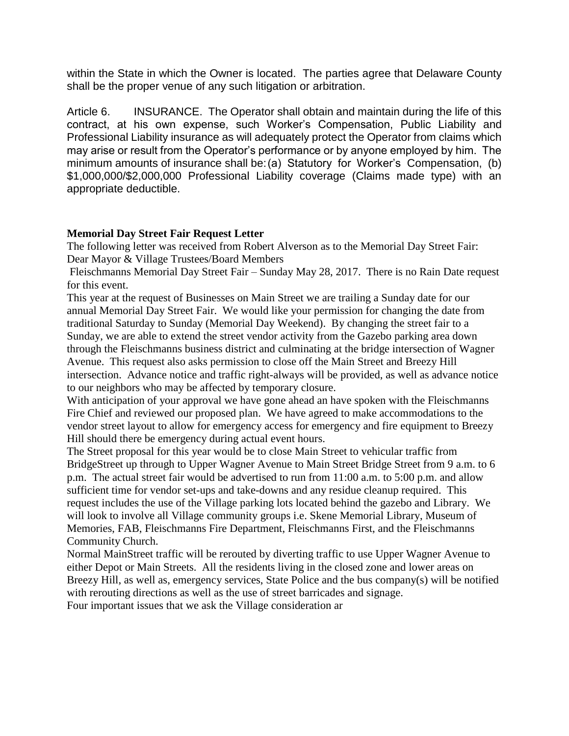within the State in which the Owner is located. The parties agree that Delaware County shall be the proper venue of any such litigation or arbitration.

Article 6. INSURANCE. The Operator shall obtain and maintain during the life of this contract, at his own expense, such Worker's Compensation, Public Liability and Professional Liability insurance as will adequately protect the Operator from claims which may arise or result from the Operator's performance or by anyone employed by him. The minimum amounts of insurance shall be: (a) Statutory for Worker's Compensation, (b) $1,000,000/$2,000,000 Professional Liability coverage (Claims made type) with an appropriate deductible.

**Memorial Day Street Fair Request Letter**

The following letter was received from Robert Alverson as to the Memorial Day Street Fair:
Dear Mayor & Village Trustees/Board Members

Fleischmanns Memorial Day Street Fair – Sunday May 28, 2017. There is no Rain Date request for this event.

This year at the request of Businesses on Main Street we are trailing a Sunday date for our annual Memorial Day Street Fair. We would like your permission for changing the date from traditional Saturday to Sunday (Memorial Day Weekend). By changing the street fair to a Sunday, we are able to extend the street vendor activity from the Gazebo parking area down through the Fleischmanns business district and culminating at the bridge intersection of Wagner Avenue. This request also asks permission to close off the Main Street and Breezy Hill intersection. Advance notice and traffic right-always will be provided, as well as advance notice to our neighbors who may be affected by temporary closure.

With anticipation of your approval we have gone ahead an have spoken with the Fleischmanns Fire Chief and reviewed our proposed plan. We have agreed to make accommodations to the vendor street layout to allow for emergency access for emergency and fire equipment to Breezy Hill should there be emergency during actual event hours.

The Street proposal for this year would be to close Main Street to vehicular traffic from BridgeStreet up through to Upper Wagner Avenue to Main Street Bridge Street from 9 a.m. to 6 p.m. The actual street fair would be advertised to run from 11:00 a.m. to 5:00 p.m. and allow sufficient time for vendor set-ups and take-downs and any residue cleanup required. This request includes the use of the Village parking lots located behind the gazebo and Library. We will look to involve all Village community groups i.e. Skene Memorial Library, Museum of Memories, FAB, Fleischmanns Fire Department, Fleischmanns First, and the Fleischmanns Community Church.

Normal MainStreet traffic will be rerouted by diverting traffic to use Upper Wagner Avenue to either Depot or Main Streets. All the residents living in the closed zone and lower areas on Breezy Hill, as well as, emergency services, State Police and the bus company(s) will be notified with rerouting directions as well as the use of street barricades and signage.

Four important issues that we ask the Village consideration ar